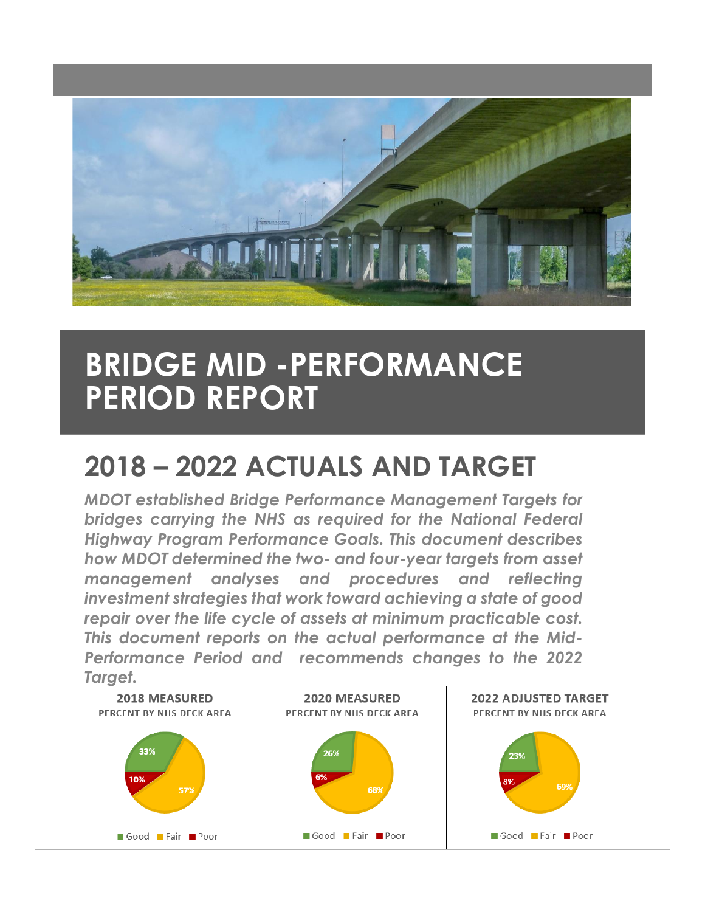# BRIDGE MID -PERFORMANCE PERIOD REPORT

## 2018 – 2022 ACTUALS AND TARGET

*MDOT established Bridge Performance Management Targets for bridges carrying the NHS as required for the National Federal Highway Program Performance Goals. This document describes how MDOT determined the two- and four-year targets from asset management analyses and procedures and reflecting investment strategies that work toward achieving a state of good repair over the life cycle of assets at minimum practicable cost. This document reports on the actual performance at the Mid-Performance Period and recommends changes to the 2022 Target.*

**2018 MEASURED**
PERCENT BY NHS DECK AREA

| Good | Fair | Poor |
|---|---|---|
| 33% | 57% | 10% |

**2020 MEASURED**
PERCENT BY NHS DECK AREA

| Good | Fair | Poor |
|---|---|---|
| 26% | 68% | 6% |

**2022 ADJUSTED TARGET**
PERCENT BY NHS DECK AREA

| Good | Fair | Poor |
|---|---|---|
| 23% | 69% | 8% |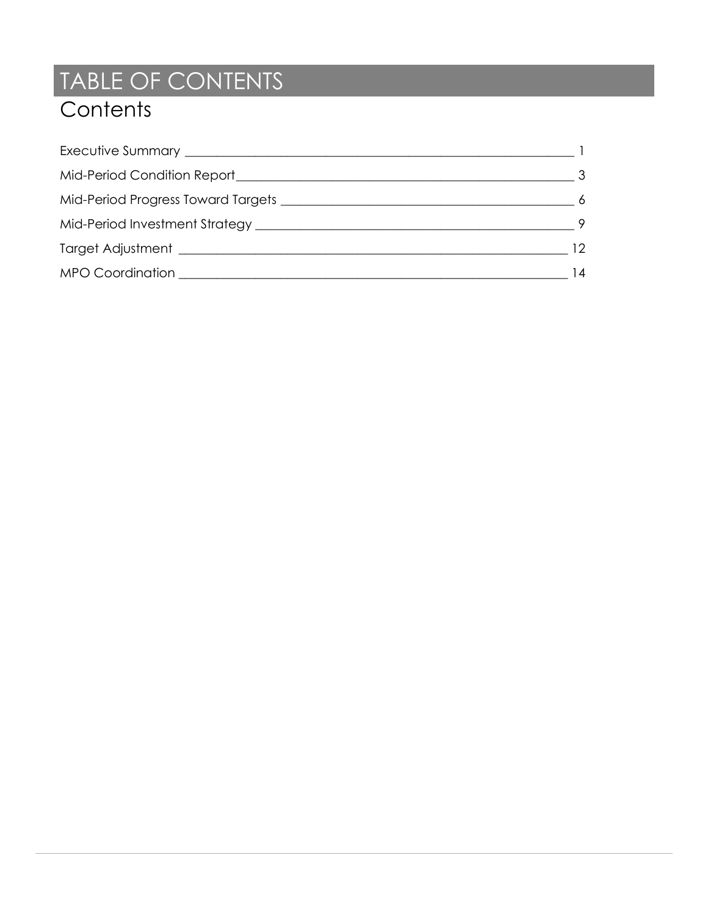# TABLE OF CONTENTS

## Contents

Executive Summary ____ 1

Mid-Period Condition Report ____ 3

Mid-Period Progress Toward Targets ____ 6

Mid-Period Investment Strategy ____ 9

Target Adjustment ____ 12

MPO Coordination ____ 14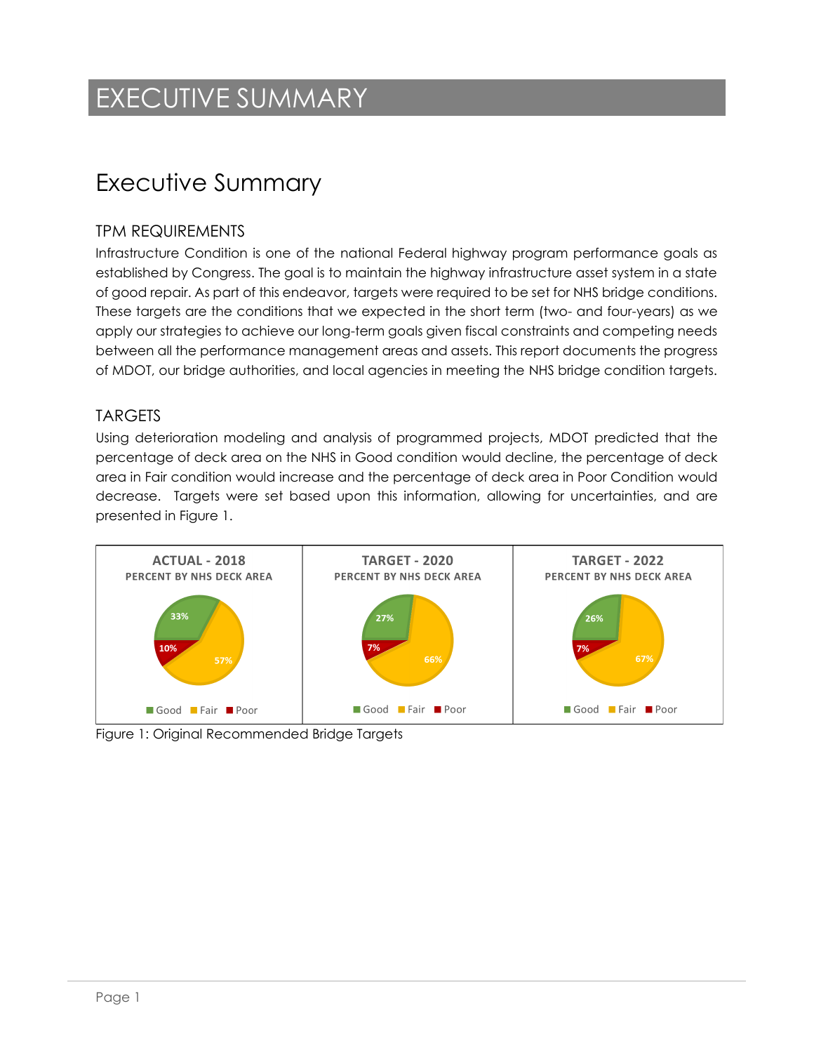# EXECUTIVE SUMMARY

## Executive Summary

### TPM REQUIREMENTS

Infrastructure Condition is one of the national Federal highway program performance goals as established by Congress. The goal is to maintain the highway infrastructure asset system in a state of good repair. As part of this endeavor, targets were required to be set for NHS bridge conditions. These targets are the conditions that we expected in the short term (two- and four-years) as we apply our strategies to achieve our long-term goals given fiscal constraints and competing needs between all the performance management areas and assets. This report documents the progress of MDOT, our bridge authorities, and local agencies in meeting the NHS bridge condition targets.

### TARGETS

Using deterioration modeling and analysis of programmed projects, MDOT predicted that the percentage of deck area on the NHS in Good condition would decline, the percentage of deck area in Fair condition would increase and the percentage of deck area in Poor Condition would decrease. Targets were set based upon this information, allowing for uncertainties, and are presented in Figure 1.

| | ACTUAL - 2018 | TARGET - 2020 | TARGET - 2022 |
|---|---|---|---|
| | PERCENT BY NHS DECK AREA | PERCENT BY NHS DECK AREA | PERCENT BY NHS DECK AREA |
| Good | 33% | 27% | 26% |
| Fair | 57% | 66% | 67% |
| Poor | 10% | 7% | 7% |

Figure 1: Original Recommended Bridge Targets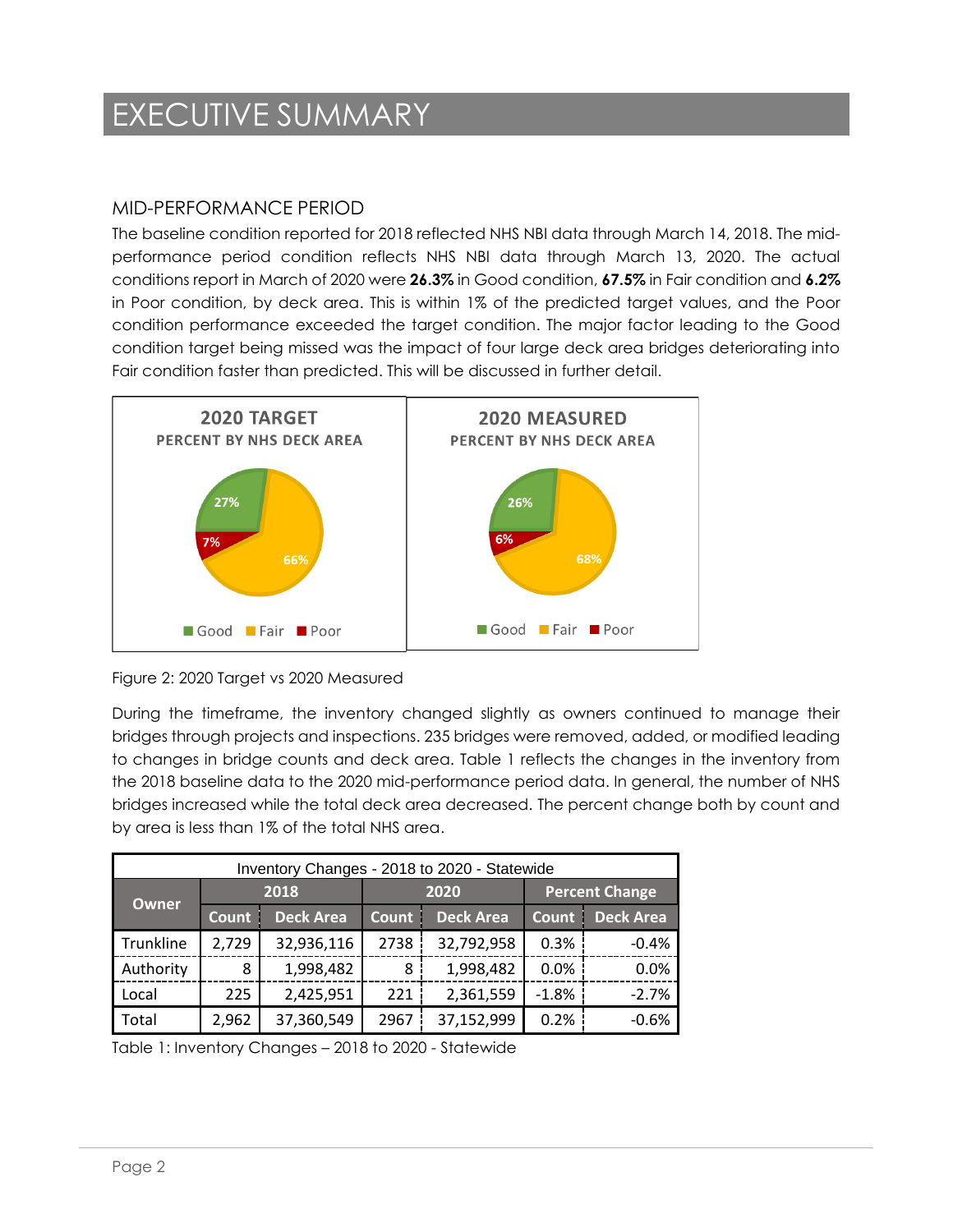# EXECUTIVE SUMMARY

## MID-PERFORMANCE PERIOD

The baseline condition reported for 2018 reflected NHS NBI data through March 14, 2018. The mid-performance period condition reflects NHS NBI data through March 13, 2020. The actual conditions report in March of 2020 were **26.3%** in Good condition, **67.5%** in Fair condition and **6.2%** in Poor condition, by deck area. This is within 1% of the predicted target values, and the Poor condition performance exceeded the target condition. The major factor leading to the Good condition target being missed was the impact of four large deck area bridges deteriorating into Fair condition faster than predicted. This will be discussed in further detail.

**2020 TARGET**
PERCENT BY NHS DECK AREA

- Good: 27%
- Fair: 66%
- Poor: 7%

**2020 MEASURED**
PERCENT BY NHS DECK AREA

- Good: 26%
- Fair: 68%
- Poor: 6%

Figure 2: 2020 Target vs 2020 Measured

During the timeframe, the inventory changed slightly as owners continued to manage their bridges through projects and inspections. 235 bridges were removed, added, or modified leading to changes in bridge counts and deck area. Table 1 reflects the changes in the inventory from the 2018 baseline data to the 2020 mid-performance period data. In general, the number of NHS bridges increased while the total deck area decreased. The percent change both by count and by area is less than 1% of the total NHS area.

| Inventory Changes - 2018 to 2020 - Statewide | | | | | | |
|---|---|---|---|---|---|---|
| Owner | 2018 | | 2020 | | Percent Change | |
| | Count | Deck Area | Count | Deck Area | Count | Deck Area |
| Trunkline | 2,729 | 32,936,116 | 2738 | 32,792,958 | 0.3% | -0.4% |
| Authority | 8 | 1,998,482 | 8 | 1,998,482 | 0.0% | 0.0% |
| Local | 225 | 2,425,951 | 221 | 2,361,559 | -1.8% | -2.7% |
| Total | 2,962 | 37,360,549 | 2967 | 37,152,999 | 0.2% | -0.6% |

Table 1: Inventory Changes – 2018 to 2020 - Statewide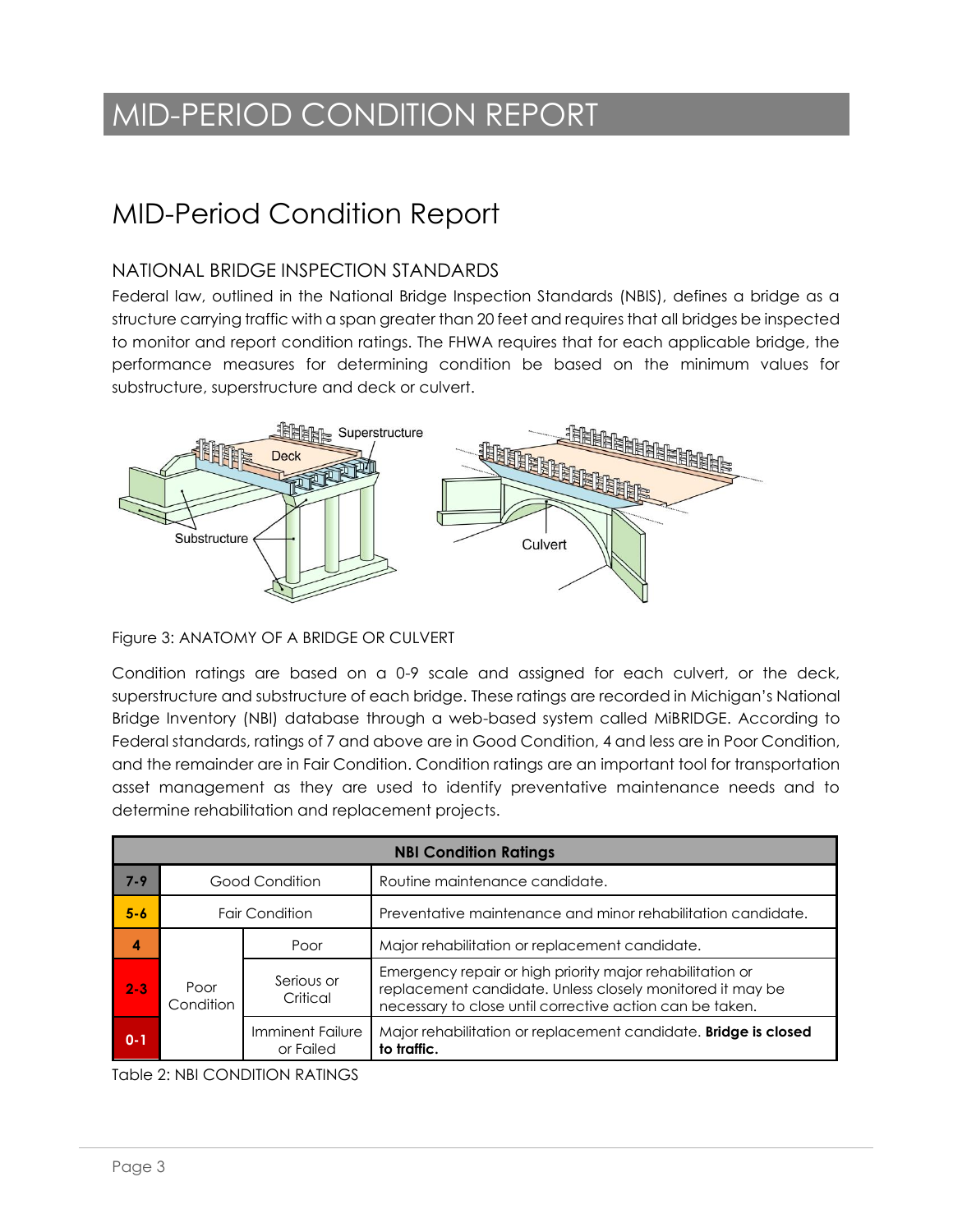# MID-PERIOD CONDITION REPORT

## MID-Period Condition Report

### NATIONAL BRIDGE INSPECTION STANDARDS

Federal law, outlined in the National Bridge Inspection Standards (NBIS), defines a bridge as a structure carrying traffic with a span greater than 20 feet and requires that all bridges be inspected to monitor and report condition ratings. The FHWA requires that for each applicable bridge, the performance measures for determining condition be based on the minimum values for substructure, superstructure and deck or culvert.

Figure 3: ANATOMY OF A BRIDGE OR CULVERT

Condition ratings are based on a 0-9 scale and assigned for each culvert, or the deck, superstructure and substructure of each bridge. These ratings are recorded in Michigan's National Bridge Inventory (NBI) database through a web-based system called MiBRIDGE. According to Federal standards, ratings of 7 and above are in Good Condition, 4 and less are in Poor Condition, and the remainder are in Fair Condition. Condition ratings are an important tool for transportation asset management as they are used to identify preventative maintenance needs and to determine rehabilitation and replacement projects.

| NBI Condition Ratings | | | |
|---|---|---|---|
| 7-9 | Good Condition | | Routine maintenance candidate. |
| 5-6 | Fair Condition | | Preventative maintenance and minor rehabilitation candidate. |
| 4 | Poor Condition | Poor | Major rehabilitation or replacement candidate. |
| 2-3 | | Serious or Critical | Emergency repair or high priority major rehabilitation or replacement candidate. Unless closely monitored it may be necessary to close until corrective action can be taken. |
| 0-1 | | Imminent Failure or Failed | Major rehabilitation or replacement candidate. **Bridge is closed to traffic.** |

Table 2: NBI CONDITION RATINGS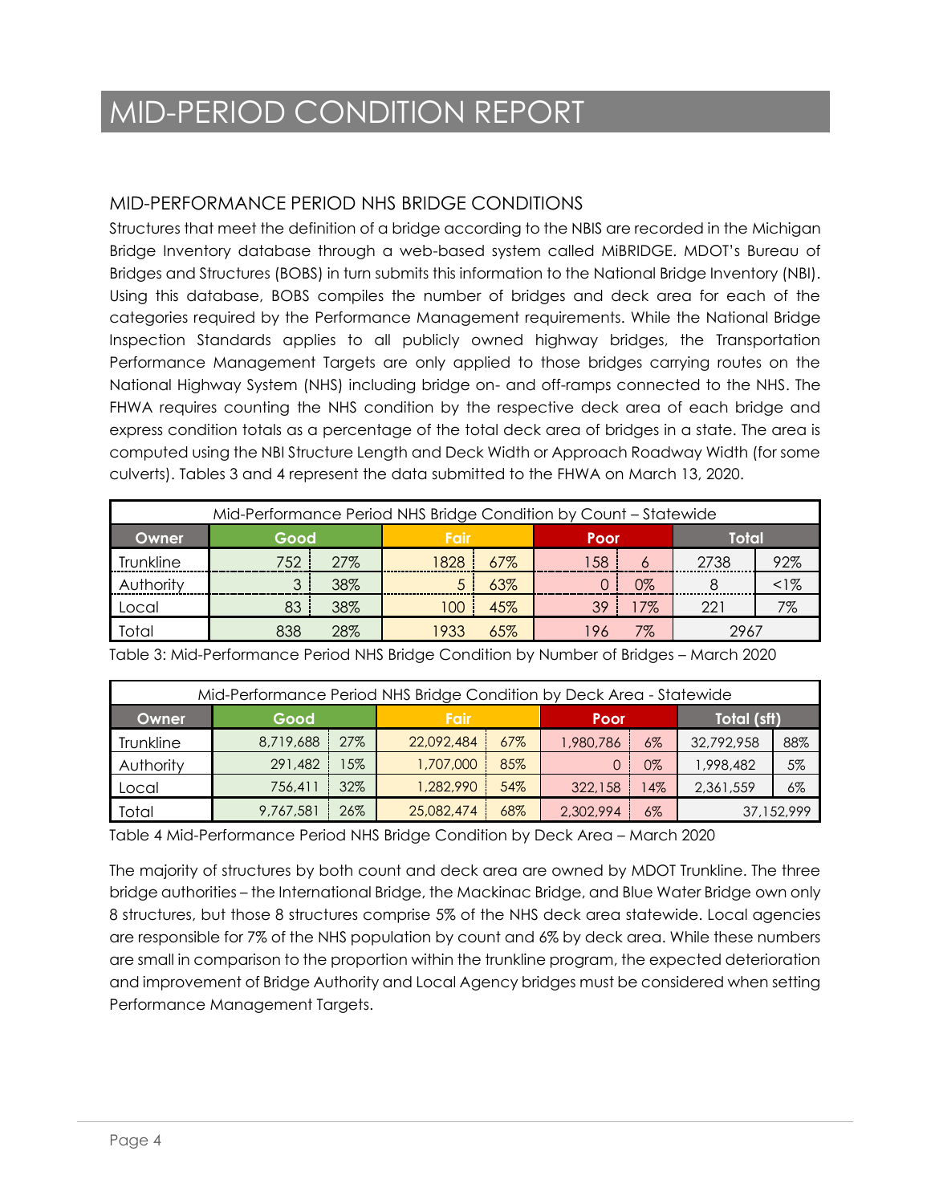// MID-PERIOD CONDITION REPORT

## MID-PERFORMANCE PERIOD NHS BRIDGE CONDITIONS

Structures that meet the definition of a bridge according to the NBIS are recorded in the Michigan Bridge Inventory database through a web-based system called MiBRIDGE. MDOT's Bureau of Bridges and Structures (BOBS) in turn submits this information to the National Bridge Inventory (NBI). Using this database, BOBS compiles the number of bridges and deck area for each of the categories required by the Performance Management requirements. While the National Bridge Inspection Standards applies to all publicly owned highway bridges, the Transportation Performance Management Targets are only applied to those bridges carrying routes on the National Highway System (NHS) including bridge on- and off-ramps connected to the NHS. The FHWA requires counting the NHS condition by the respective deck area of each bridge and express condition totals as a percentage of the total deck area of bridges in a state. The area is computed using the NBI Structure Length and Deck Width or Approach Roadway Width (for some culverts). Tables 3 and 4 represent the data submitted to the FHWA on March 13, 2020.

| Mid-Performance Period NHS Bridge Condition by Count – Statewide | | | | | | | | |
|---|---|---|---|---|---|---|---|---|
| Owner | Good | | Fair | | Poor | | Total | |
| Trunkline | 752 | 27% | 1828 | 67% | 158 | 6 | 2738 | 92% |
| Authority | 3 | 38% | 5 | 63% | 0 | 0% | 8 | <1% |
| Local | 83 | 38% | 100 | 45% | 39 | 17% | 221 | 7% |
| Total | 838 | 28% | 1933 | 65% | 196 | 7% | 2967 | |

Table 3: Mid-Performance Period NHS Bridge Condition by Number of Bridges – March 2020

| Mid-Performance Period NHS Bridge Condition by Deck Area - Statewide | | | | | | | | |
|---|---|---|---|---|---|---|---|---|
| Owner | Good | | Fair | | Poor | | Total (sft) | |
| Trunkline | 8,719,688 | 27% | 22,092,484 | 67% | 1,980,786 | 6% | 32,792,958 | 88% |
| Authority | 291,482 | 15% | 1,707,000 | 85% | 0 | 0% | 1,998,482 | 5% |
| Local | 756,411 | 32% | 1,282,990 | 54% | 322,158 | 14% | 2,361,559 | 6% |
| Total | 9,767,581 | 26% | 25,082,474 | 68% | 2,302,994 | 6% | 37,152,999 | |

Table 4 Mid-Performance Period NHS Bridge Condition by Deck Area – March 2020

The majority of structures by both count and deck area are owned by MDOT Trunkline. The three bridge authorities – the International Bridge, the Mackinac Bridge, and Blue Water Bridge own only 8 structures, but those 8 structures comprise 5% of the NHS deck area statewide. Local agencies are responsible for 7% of the NHS population by count and 6% by deck area. While these numbers are small in comparison to the proportion within the trunkline program, the expected deterioration and improvement of Bridge Authority and Local Agency bridges must be considered when setting Performance Management Targets.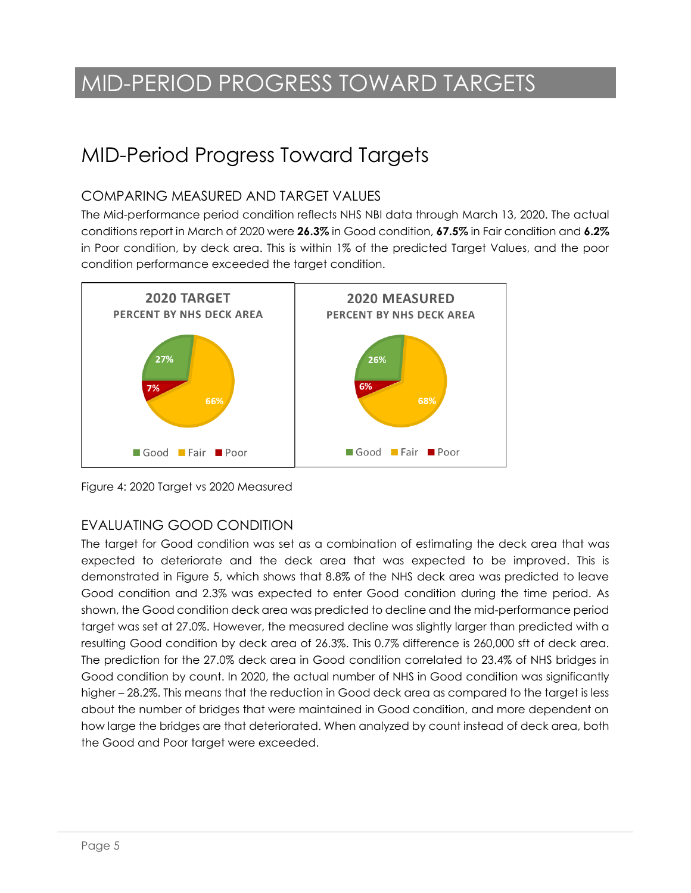# MID-PERIOD PROGRESS TOWARD TARGETS

## MID-Period Progress Toward Targets

### COMPARING MEASURED AND TARGET VALUES

The Mid-performance period condition reflects NHS NBI data through March 13, 2020. The actual conditions report in March of 2020 were **26.3%** in Good condition, **67.5%** in Fair condition and **6.2%** in Poor condition, by deck area. This is within 1% of the predicted Target Values, and the poor condition performance exceeded the target condition.

Figure 4: 2020 Target vs 2020 Measured

### EVALUATING GOOD CONDITION

The target for Good condition was set as a combination of estimating the deck area that was expected to deteriorate and the deck area that was expected to be improved. This is demonstrated in Figure 5, which shows that 8.8% of the NHS deck area was predicted to leave Good condition and 2.3% was expected to enter Good condition during the time period. As shown, the Good condition deck area was predicted to decline and the mid-performance period target was set at 27.0%. However, the measured decline was slightly larger than predicted with a resulting Good condition by deck area of 26.3%. This 0.7% difference is 260,000 sft of deck area. The prediction for the 27.0% deck area in Good condition correlated to 23.4% of NHS bridges in Good condition by count. In 2020, the actual number of NHS in Good condition was significantly higher – 28.2%. This means that the reduction in Good deck area as compared to the target is less about the number of bridges that were maintained in Good condition, and more dependent on how large the bridges are that deteriorated. When analyzed by count instead of deck area, both the Good and Poor target were exceeded.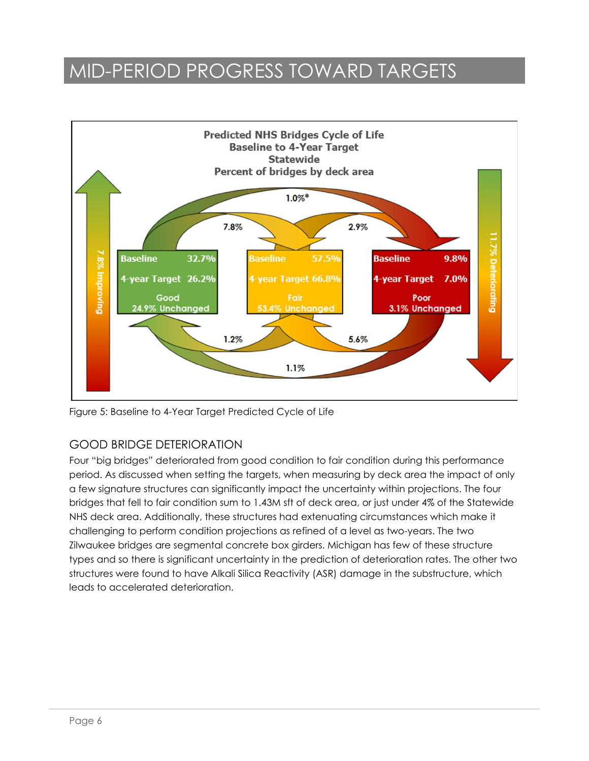# MID-PERIOD PROGRESS TOWARD TARGETS

Predicted NHS Bridges Cycle of Life
Baseline to 4-Year Target
Statewide
Percent of bridges by deck area

| | Good | Fair | Poor |
|---|---|---|---|
| Baseline | 32.7% | 57.5% | 9.8% |
| 4-year Target | 26.2% | 66.8% | 7.0% |
| Unchanged | 24.9% | 53.4% | 3.1% |

Transitions: Good to Fair 7.8%; Fair to Poor 2.9%; Good to Poor 1.0%*; Fair to Good 1.2%; Poor to Fair 5.6%; Poor to Good 1.1%.

7.8% Improving

11.7% Deteriorating

Figure 5: Baseline to 4-Year Target Predicted Cycle of Life

## GOOD BRIDGE DETERIORATION

Four "big bridges" deteriorated from good condition to fair condition during this performance period. As discussed when setting the targets, when measuring by deck area the impact of only a few signature structures can significantly impact the uncertainty within projections. The four bridges that fell to fair condition sum to 1.43M sft of deck area, or just under 4% of the Statewide NHS deck area. Additionally, these structures had extenuating circumstances which make it challenging to perform condition projections as refined of a level as two-years. The two Zilwaukee bridges are segmental concrete box girders. Michigan has few of these structure types and so there is significant uncertainty in the prediction of deterioration rates. The other two structures were found to have Alkali Silica Reactivity (ASR) damage in the substructure, which leads to accelerated deterioration.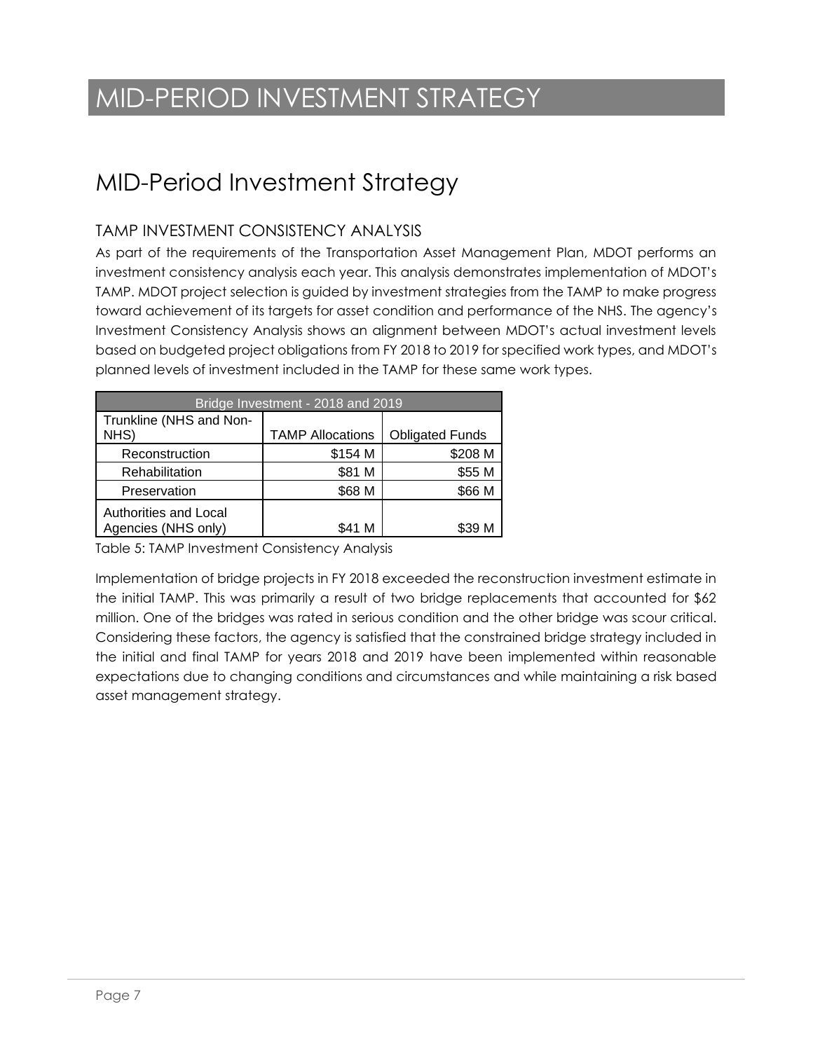# MID-PERIOD INVESTMENT STRATEGY

## MID-Period Investment Strategy

### TAMP INVESTMENT CONSISTENCY ANALYSIS

As part of the requirements of the Transportation Asset Management Plan, MDOT performs an investment consistency analysis each year. This analysis demonstrates implementation of MDOT's TAMP. MDOT project selection is guided by investment strategies from the TAMP to make progress toward achievement of its targets for asset condition and performance of the NHS. The agency's Investment Consistency Analysis shows an alignment between MDOT's actual investment levels based on budgeted project obligations from FY 2018 to 2019 for specified work types, and MDOT's planned levels of investment included in the TAMP for these same work types.

| Bridge Investment - 2018 and 2019 | | |
|---|---|---|
| Trunkline (NHS and Non-NHS) | TAMP Allocations | Obligated Funds |
| Reconstruction | $154 M | $208 M |
| Rehabilitation | $81 M | $55 M |
| Preservation | $68 M | $66 M |
| Authorities and Local Agencies (NHS only) | $41 M | $39 M |

Table 5: TAMP Investment Consistency Analysis

Implementation of bridge projects in FY 2018 exceeded the reconstruction investment estimate in the initial TAMP. This was primarily a result of two bridge replacements that accounted for $62 million. One of the bridges was rated in serious condition and the other bridge was scour critical. Considering these factors, the agency is satisfied that the constrained bridge strategy included in the initial and final TAMP for years 2018 and 2019 have been implemented within reasonable expectations due to changing conditions and circumstances and while maintaining a risk based asset management strategy.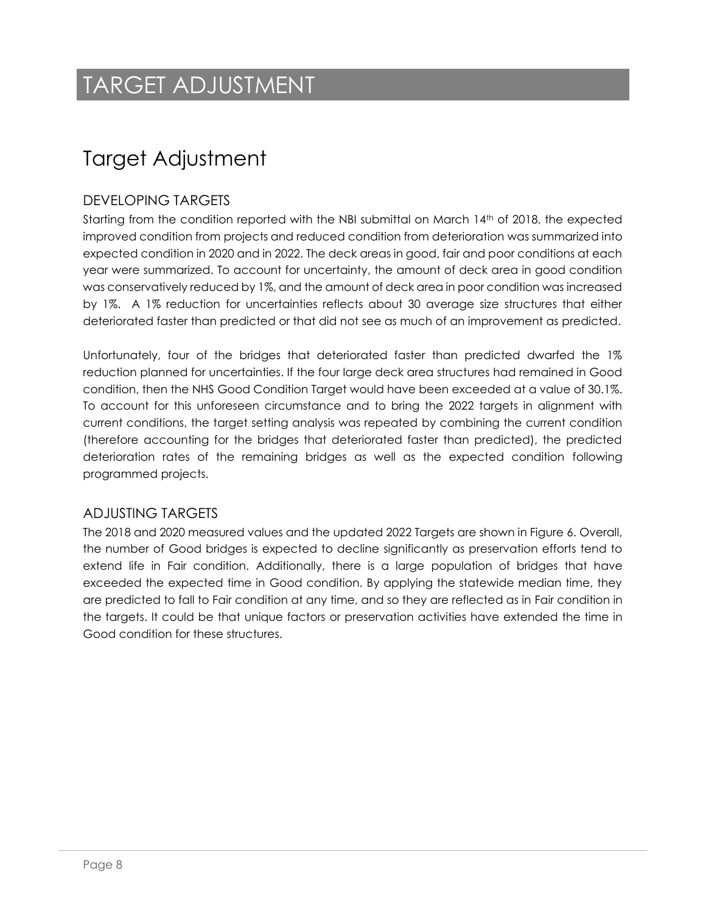# TARGET ADJUSTMENT

## Target Adjustment

### DEVELOPING TARGETS

Starting from the condition reported with the NBI submittal on March 14th of 2018, the expected improved condition from projects and reduced condition from deterioration was summarized into expected condition in 2020 and in 2022. The deck areas in good, fair and poor conditions at each year were summarized. To account for uncertainty, the amount of deck area in good condition was conservatively reduced by 1%, and the amount of deck area in poor condition was increased by 1%. A 1% reduction for uncertainties reflects about 30 average size structures that either deteriorated faster than predicted or that did not see as much of an improvement as predicted.

Unfortunately, four of the bridges that deteriorated faster than predicted dwarfed the 1% reduction planned for uncertainties. If the four large deck area structures had remained in Good condition, then the NHS Good Condition Target would have been exceeded at a value of 30.1%. To account for this unforeseen circumstance and to bring the 2022 targets in alignment with current conditions, the target setting analysis was repeated by combining the current condition (therefore accounting for the bridges that deteriorated faster than predicted), the predicted deterioration rates of the remaining bridges as well as the expected condition following programmed projects.

### ADJUSTING TARGETS

The 2018 and 2020 measured values and the updated 2022 Targets are shown in Figure 6. Overall, the number of Good bridges is expected to decline significantly as preservation efforts tend to extend life in Fair condition. Additionally, there is a large population of bridges that have exceeded the expected time in Good condition. By applying the statewide median time, they are predicted to fall to Fair condition at any time, and so they are reflected as in Fair condition in the targets. It could be that unique factors or preservation activities have extended the time in Good condition for these structures.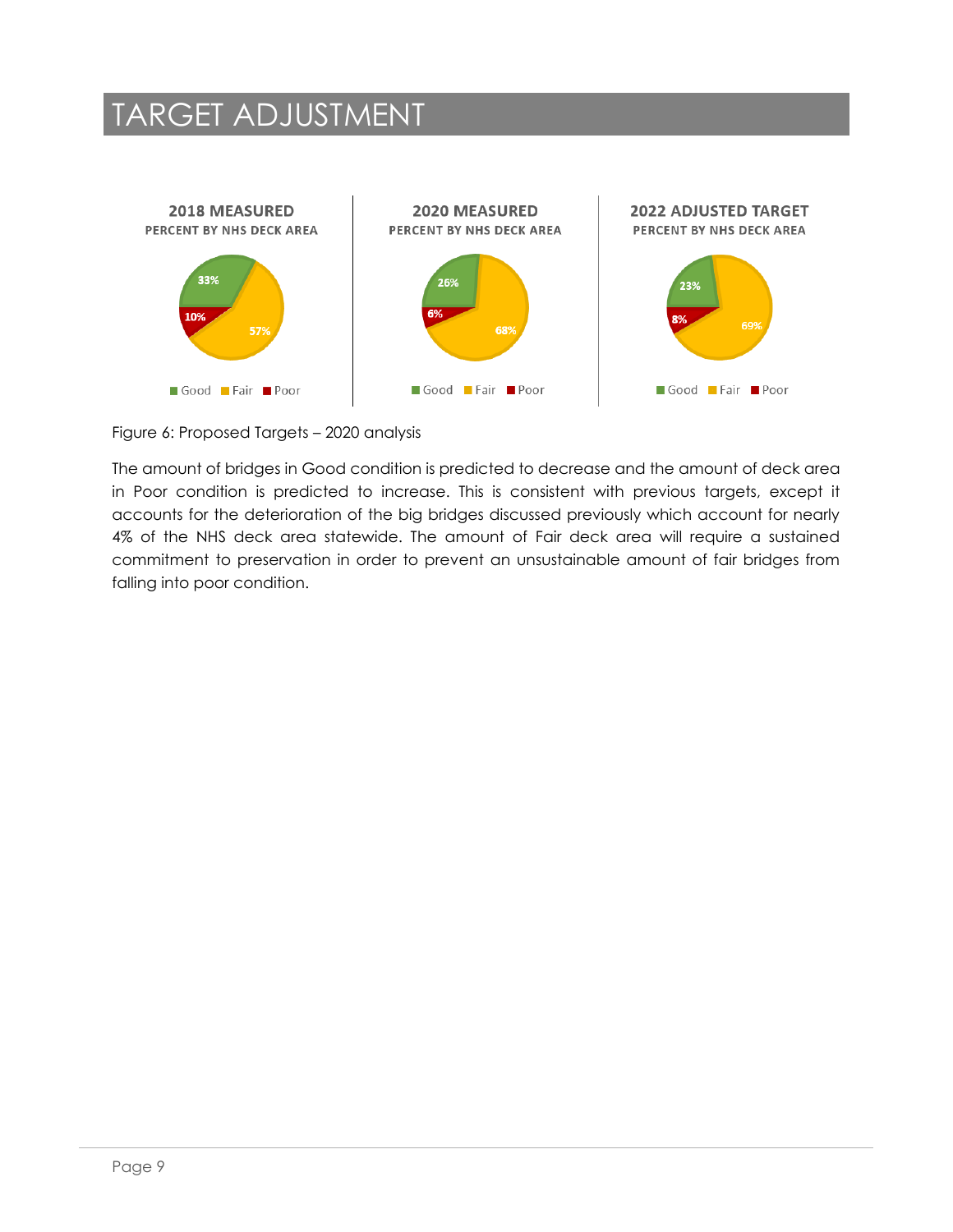# TARGET ADJUSTMENT

**2018 MEASURED**
PERCENT BY NHS DECK AREA

Good 33%, Fair 57%, Poor 10%

**2020 MEASURED**
PERCENT BY NHS DECK AREA

Good 26%, Fair 68%, Poor 6%

**2022 ADJUSTED TARGET**
PERCENT BY NHS DECK AREA

Good 23%, Fair 69%, Poor 8%

Figure 6: Proposed Targets – 2020 analysis

The amount of bridges in Good condition is predicted to decrease and the amount of deck area in Poor condition is predicted to increase. This is consistent with previous targets, except it accounts for the deterioration of the big bridges discussed previously which account for nearly 4% of the NHS deck area statewide. The amount of Fair deck area will require a sustained commitment to preservation in order to prevent an unsustainable amount of fair bridges from falling into poor condition.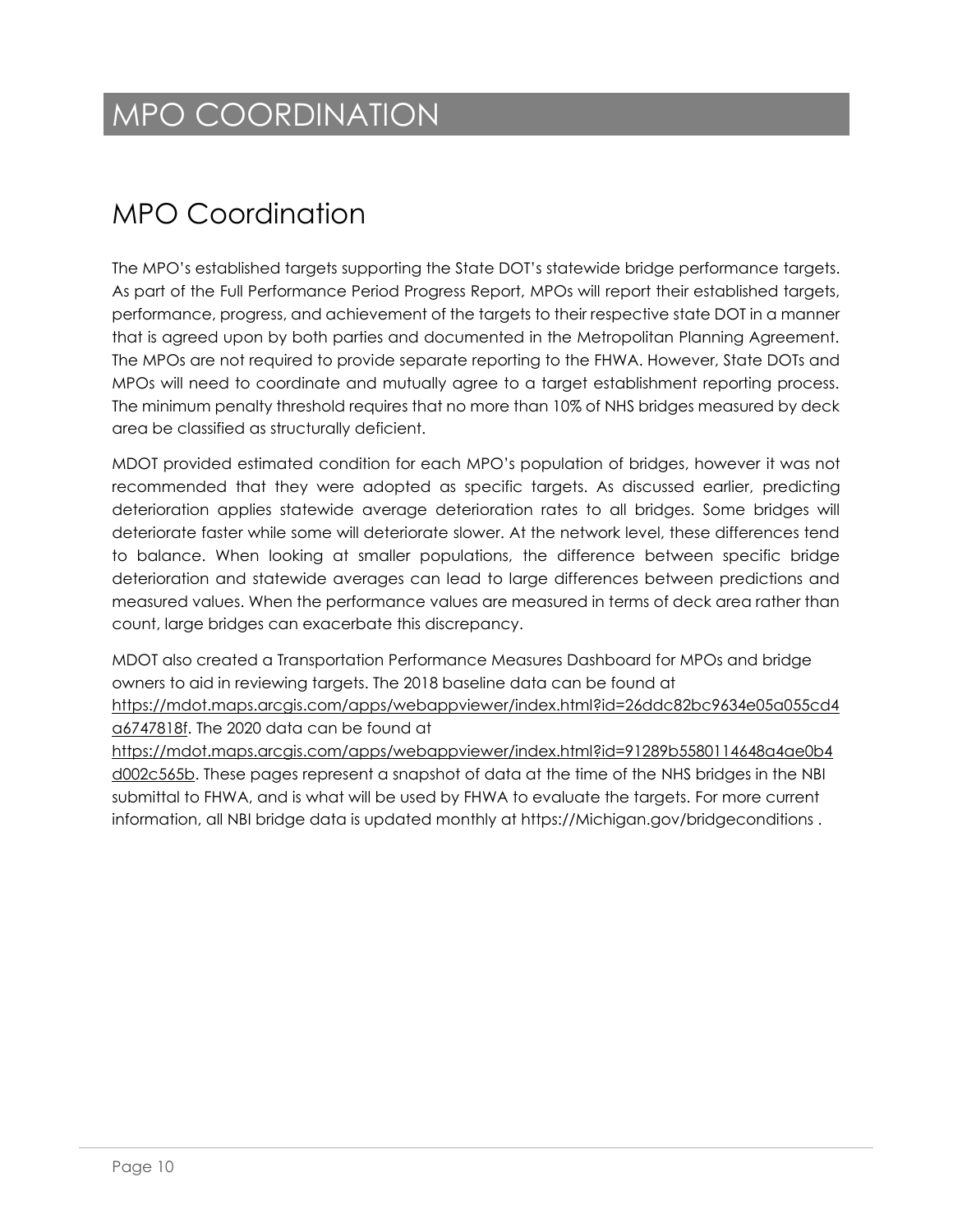# MPO COORDINATION

## MPO Coordination

The MPO's established targets supporting the State DOT's statewide bridge performance targets. As part of the Full Performance Period Progress Report, MPOs will report their established targets, performance, progress, and achievement of the targets to their respective state DOT in a manner that is agreed upon by both parties and documented in the Metropolitan Planning Agreement. The MPOs are not required to provide separate reporting to the FHWA. However, State DOTs and MPOs will need to coordinate and mutually agree to a target establishment reporting process. The minimum penalty threshold requires that no more than 10% of NHS bridges measured by deck area be classified as structurally deficient.

MDOT provided estimated condition for each MPO's population of bridges, however it was not recommended that they were adopted as specific targets. As discussed earlier, predicting deterioration applies statewide average deterioration rates to all bridges. Some bridges will deteriorate faster while some will deteriorate slower. At the network level, these differences tend to balance. When looking at smaller populations, the difference between specific bridge deterioration and statewide averages can lead to large differences between predictions and measured values. When the performance values are measured in terms of deck area rather than count, large bridges can exacerbate this discrepancy.

MDOT also created a Transportation Performance Measures Dashboard for MPOs and bridge owners to aid in reviewing targets. The 2018 baseline data can be found at https://mdot.maps.arcgis.com/apps/webappviewer/index.html?id=26ddc82bc9634e05a055cd4a6747818f. The 2020 data can be found at https://mdot.maps.arcgis.com/apps/webappviewer/index.html?id=91289b5580114648a4ae0b4d002c565b. These pages represent a snapshot of data at the time of the NHS bridges in the NBI submittal to FHWA, and is what will be used by FHWA to evaluate the targets. For more current information, all NBI bridge data is updated monthly at https://Michigan.gov/bridgeconditions .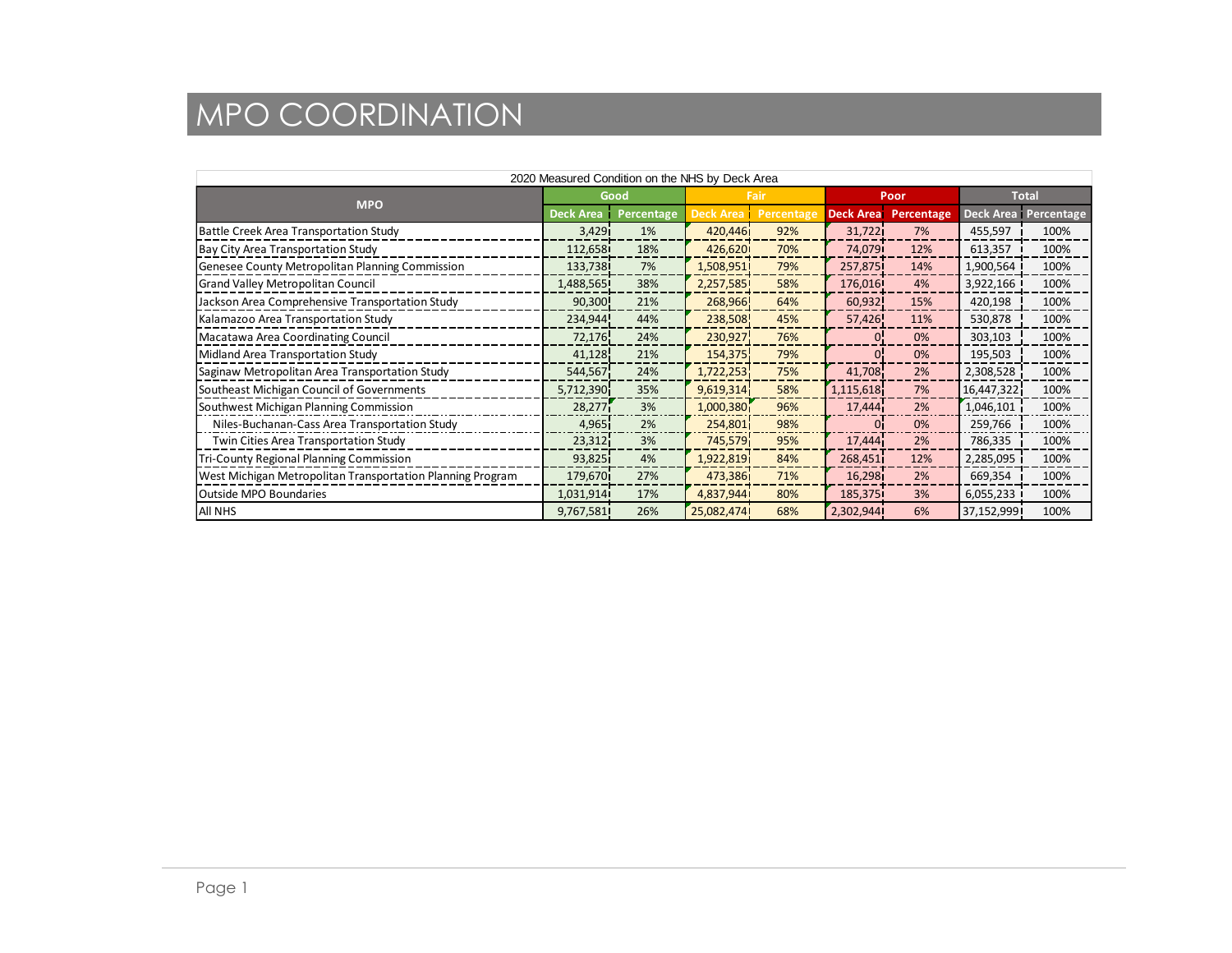# MPO COORDINATION

2020 Measured Condition on the NHS by Deck Area

| MPO | Good | | Fair | | Poor | | Total | |
|---|---|---|---|---|---|---|---|---|
| | Deck Area | Percentage | Deck Area | Percentage | Deck Area | Percentage | Deck Area | Percentage |
| Battle Creek Area Transportation Study | 3,429 | 1% | 420,446 | 92% | 31,722 | 7% | 455,597 | 100% |
| Bay City Area Transportation Study | 112,658 | 18% | 426,620 | 70% | 74,079 | 12% | 613,357 | 100% |
| Genesee County Metropolitan Planning Commission | 133,738 | 7% | 1,508,951 | 79% | 257,875 | 14% | 1,900,564 | 100% |
| Grand Valley Metropolitan Council | 1,488,565 | 38% | 2,257,585 | 58% | 176,016 | 4% | 3,922,166 | 100% |
| Jackson Area Comprehensive Transportation Study | 90,300 | 21% | 268,966 | 64% | 60,932 | 15% | 420,198 | 100% |
| Kalamazoo Area Transportation Study | 234,944 | 44% | 238,508 | 45% | 57,426 | 11% | 530,878 | 100% |
| Macatawa Area Coordinating Council | 72,176 | 24% | 230,927 | 76% | 0 | 0% | 303,103 | 100% |
| Midland Area Transportation Study | 41,128 | 21% | 154,375 | 79% | 0 | 0% | 195,503 | 100% |
| Saginaw Metropolitan Area Transportation Study | 544,567 | 24% | 1,722,253 | 75% | 41,708 | 2% | 2,308,528 | 100% |
| Southeast Michigan Council of Governments | 5,712,390 | 35% | 9,619,314 | 58% | 1,115,618 | 7% | 16,447,322 | 100% |
| Southwest Michigan Planning Commission | 28,277 | 3% | 1,000,380 | 96% | 17,444 | 2% | 1,046,101 | 100% |
| Niles-Buchanan-Cass Area Transportation Study | 4,965 | 2% | 254,801 | 98% | 0 | 0% | 259,766 | 100% |
| Twin Cities Area Transportation Study | 23,312 | 3% | 745,579 | 95% | 17,444 | 2% | 786,335 | 100% |
| Tri-County Regional Planning Commission | 93,825 | 4% | 1,922,819 | 84% | 268,451 | 12% | 2,285,095 | 100% |
| West Michigan Metropolitan Transportation Planning Program | 179,670 | 27% | 473,386 | 71% | 16,298 | 2% | 669,354 | 100% |
| Outside MPO Boundaries | 1,031,914 | 17% | 4,837,944 | 80% | 185,375 | 3% | 6,055,233 | 100% |
| All NHS | 9,767,581 | 26% | 25,082,474 | 68% | 2,302,944 | 6% | 37,152,999 | 100% |